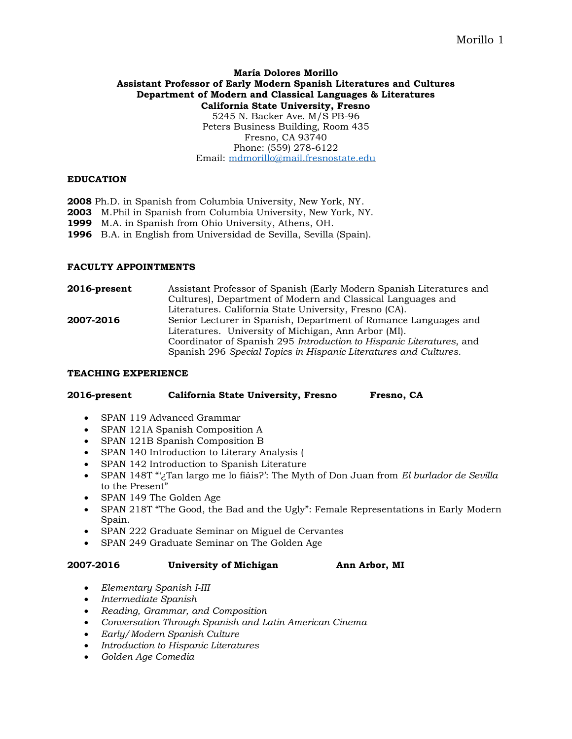**María Dolores Morillo**
**Assistant Professor of Early Modern Spanish Literatures and Cultures**
**Department of Modern and Classical Languages & Literatures**
**California State University, Fresno**
5245 N. Backer Ave. M/S PB-96
Peters Business Building, Room 435
Fresno, CA 93740
Phone: (559) 278-6122
Email: mdmorillo@mail.fresnostate.edu

## EDUCATION

**2008** Ph.D. in Spanish from Columbia University, New York, NY.
**2003** M.Phil in Spanish from Columbia University, New York, NY.
**1999** M.A. in Spanish from Ohio University, Athens, OH.
**1996** B.A. in English from Universidad de Sevilla, Sevilla (Spain).

## FACULTY APPOINTMENTS

**2016-present** Assistant Professor of Spanish (Early Modern Spanish Literatures and Cultures), Department of Modern and Classical Languages and Literatures. California State University, Fresno (CA).

**2007-2016** Senior Lecturer in Spanish, Department of Romance Languages and Literatures. University of Michigan, Ann Arbor (MI).
Coordinator of Spanish 295 *Introduction to Hispanic Literatures*, and Spanish 296 *Special Topics in Hispanic Literatures and Cultures*.

## TEACHING EXPERIENCE

**2016-present California State University, Fresno Fresno, CA**

- SPAN 119 Advanced Grammar
- SPAN 121A Spanish Composition A
- SPAN 121B Spanish Composition B
- SPAN 140 Introduction to Literary Analysis (
- SPAN 142 Introduction to Spanish Literature
- SPAN 148T "'¿Tan largo me lo fiáis?': The Myth of Don Juan from *El burlador de Sevilla* to the Present"
- SPAN 149 The Golden Age
- SPAN 218T "The Good, the Bad and the Ugly": Female Representations in Early Modern Spain.
- SPAN 222 Graduate Seminar on Miguel de Cervantes
- SPAN 249 Graduate Seminar on The Golden Age

**2007-2016 University of Michigan Ann Arbor, MI**

- *Elementary Spanish I-III*
- *Intermediate Spanish*
- *Reading, Grammar, and Composition*
- *Conversation Through Spanish and Latin American Cinema*
- *Early/Modern Spanish Culture*
- *Introduction to Hispanic Literatures*
- *Golden Age Comedia*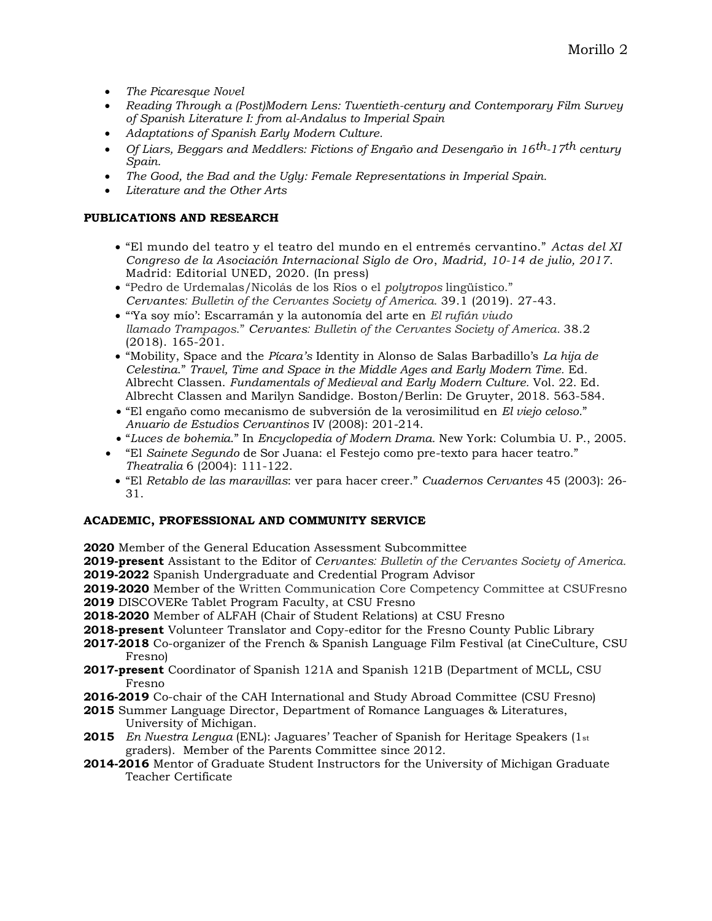- *The Picaresque Novel*
- *Reading Through a (Post)Modern Lens: Twentieth-century and Contemporary Film Survey of Spanish Literature I: from al-Andalus to Imperial Spain*
- *Adaptations of Spanish Early Modern Culture.*
- *Of Liars, Beggars and Meddlers: Fictions of Engaño and Desengaño in 16th-17th century Spain.*
- *The Good, the Bad and the Ugly: Female Representations in Imperial Spain.*
- *Literature and the Other Arts*

**PUBLICATIONS AND RESEARCH**

- "El mundo del teatro y el teatro del mundo en el entremés cervantino." *Actas del XI Congreso de la Asociación Internacional Siglo de Oro*, *Madrid, 10-14 de julio, 2017*. Madrid: Editorial UNED, 2020. (In press)
- "Pedro de Urdemalas/Nicolás de los Ríos o el *polytropos* lingüístico." *Cervantes: Bulletin of the Cervantes Society of America.* 39.1 (2019). 27-43.
- "'Ya soy mío': Escarramán y la autonomía del arte en *El rufián viudo llamado Trampagos*." *Cervantes: Bulletin of the Cervantes Society of America.* 38.2 (2018). 165-201.
- "Mobility, Space and the *Pícara's* Identity in Alonso de Salas Barbadillo's *La hija de Celestina*." *Travel, Time and Space in the Middle Ages and Early Modern Time.* Ed. Albrecht Classen. *Fundamentals of Medieval and Early Modern Culture.* Vol. 22. Ed. Albrecht Classen and Marilyn Sandidge. Boston/Berlin: De Gruyter, 2018. 563-584.
- "El engaño como mecanismo de subversión de la verosimilitud en *El viejo celoso*." *Anuario de Estudios Cervantinos* IV (2008): 201-214.
- "*Luces de bohemia*." In *Encyclopedia of Modern Drama.* New York: Columbia U. P., 2005.
- "El *Sainete Segundo* de Sor Juana: el Festejo como pre-texto para hacer teatro." *Theatralia* 6 (2004): 111-122.
- "El *Retablo de las maravillas*: ver para hacer creer." *Cuadernos Cervantes* 45 (2003): 26-31.

**ACADEMIC, PROFESSIONAL AND COMMUNITY SERVICE**

**2020** Member of the General Education Assessment Subcommittee
**2019-present** Assistant to the Editor of *Cervantes: Bulletin of the Cervantes Society of America.*
**2019-2022** Spanish Undergraduate and Credential Program Advisor
**2019-2020** Member of the Written Communication Core Competency Committee at CSUFresno
**2019** DISCOVERe Tablet Program Faculty, at CSU Fresno
**2018-2020** Member of ALFAH (Chair of Student Relations) at CSU Fresno
**2018-present** Volunteer Translator and Copy-editor for the Fresno County Public Library
**2017-2018** Co-organizer of the French & Spanish Language Film Festival (at CineCulture, CSU Fresno)
**2017-present** Coordinator of Spanish 121A and Spanish 121B (Department of MCLL, CSU Fresno)
**2016-2019** Co-chair of the CAH International and Study Abroad Committee (CSU Fresno)
**2015** Summer Language Director, Department of Romance Languages & Literatures, University of Michigan.
**2015** *En Nuestra Lengua* (ENL): Jaguares' Teacher of Spanish for Heritage Speakers (1st graders). Member of the Parents Committee since 2012.
**2014-2016** Mentor of Graduate Student Instructors for the University of Michigan Graduate Teacher Certificate